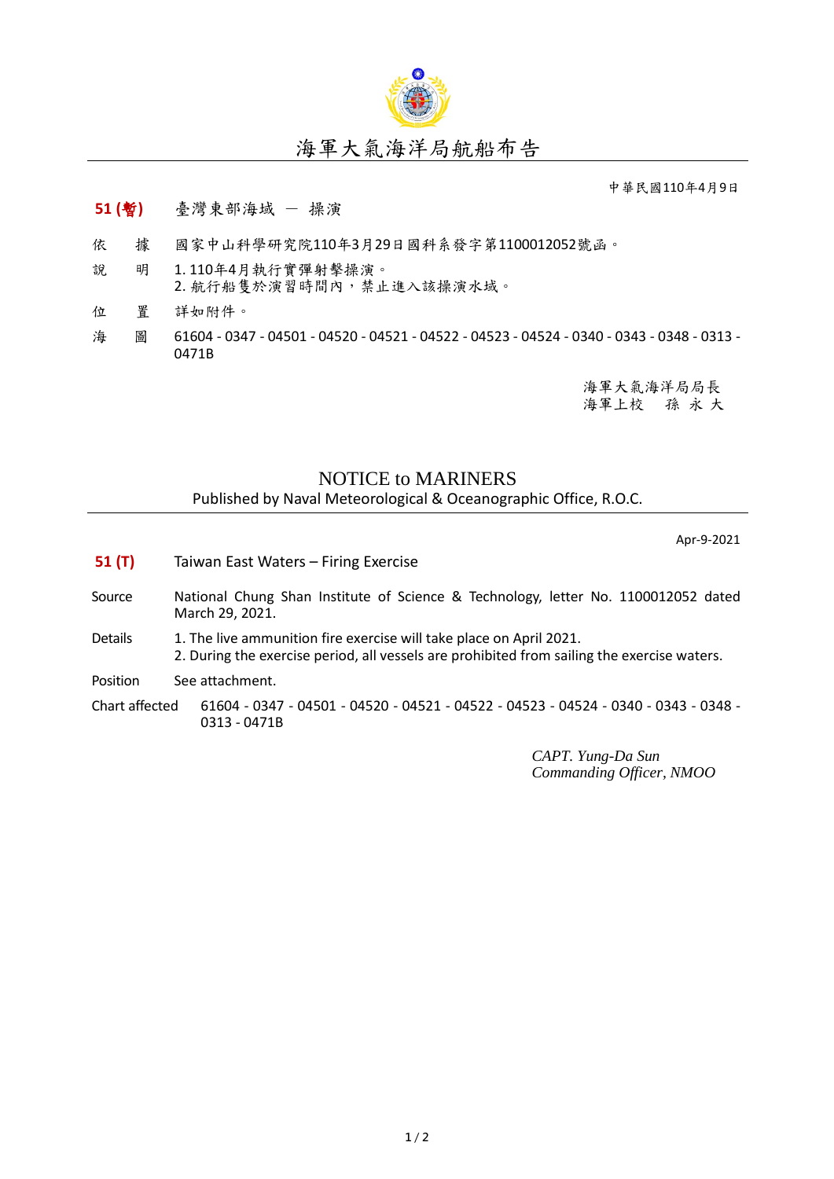# 海軍大氣海洋局航船布告

中華民國110年4月9日

**51 (暫)** 臺灣東部海域 － 操演

依　　據　國家中山科學研究院110年3月29日國科系發字第1100012052號函。

說　　明　1. 110年4月執行實彈射擊操演。
2. 航行船隻於演習時間內，禁止進入該操演水域。

位　　置　詳如附件。

海　　圖　61604 - 0347 - 04501 - 04520 - 04521 - 04522 - 04523 - 04524 - 0340 - 0343 - 0348 - 0313 - 0471B

海軍大氣海洋局局長
海軍上校　孫 永 大

# NOTICE to MARINERS

Published by Naval Meteorological & Oceanographic Office, R.O.C.

Apr-9-2021

**51 (T)** Taiwan East Waters – Firing Exercise

Source　National Chung Shan Institute of Science & Technology, letter No. 1100012052 dated March 29, 2021.

Details　1. The live ammunition fire exercise will take place on April 2021.
2. During the exercise period, all vessels are prohibited from sailing the exercise waters.

Position　See attachment.

Chart affected　61604 - 0347 - 04501 - 04520 - 04521 - 04522 - 04523 - 04524 - 0340 - 0343 - 0348 - 0313 - 0471B

*CAPT. Yung-Da Sun*
*Commanding Officer, NMOO*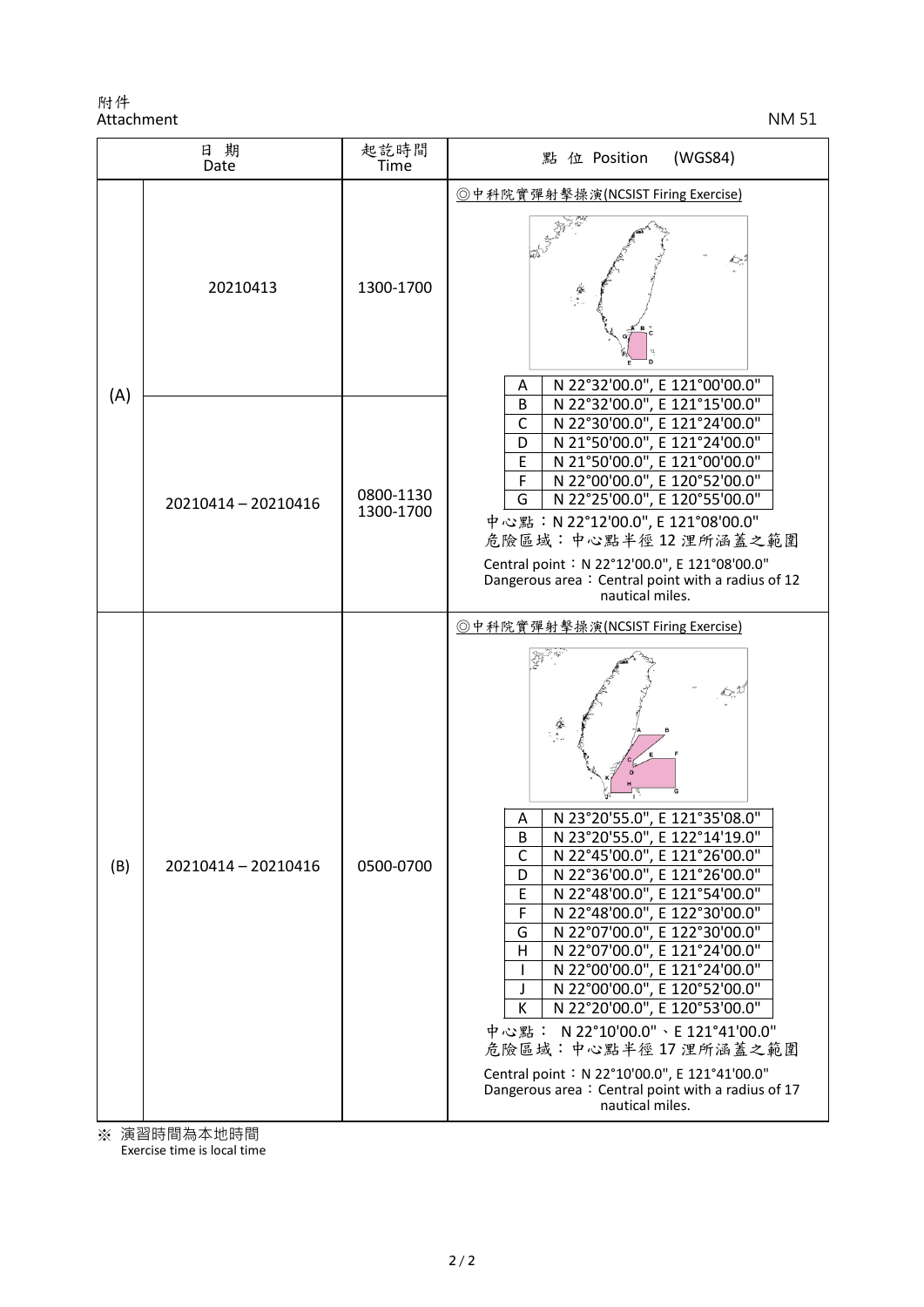附件
Attachment

NM 51

| | 日 期 Date | 起訖時間 Time | 點 位 Position (WGS84) |
|---|---|---|---|
| (A) | 20210413 | 1300-1700 | ◎中科院實彈射擊操演(NCSIST Firing Exercise) |
| | 20210414 – 20210416 | 0800-1130 1300-1700 | A N 22°32'00.0", E 121°00'00.0"<br>B N 22°32'00.0", E 121°15'00.0"<br>C N 22°30'00.0", E 121°24'00.0"<br>D N 21°50'00.0", E 121°24'00.0"<br>E N 21°50'00.0", E 121°00'00.0"<br>F N 22°00'00.0", E 120°52'00.0"<br>G N 22°25'00.0", E 120°55'00.0"<br>中心點：N 22°12'00.0", E 121°08'00.0"<br>危險區域：中心點半徑 12 浬所涵蓋之範圍<br>Central point：N 22°12'00.0", E 121°08'00.0"<br>Dangerous area：Central point with a radius of 12 nautical miles. |
| (B) | 20210414 – 20210416 | 0500-0700 | ◎中科院實彈射擊操演(NCSIST Firing Exercise)<br>A N 23°20'55.0", E 121°35'08.0"<br>B N 23°20'55.0", E 122°14'19.0"<br>C N 22°45'00.0", E 121°26'00.0"<br>D N 22°36'00.0", E 121°26'00.0"<br>E N 22°48'00.0", E 121°54'00.0"<br>F N 22°48'00.0", E 122°30'00.0"<br>G N 22°07'00.0", E 122°30'00.0"<br>H N 22°07'00.0", E 121°24'00.0"<br>I N 22°00'00.0", E 121°24'00.0"<br>J N 22°00'00.0", E 120°52'00.0"<br>K N 22°20'00.0", E 120°53'00.0"<br>中心點： N 22°10'00.0"、E 121°41'00.0"<br>危險區域：中心點半徑 17 浬所涵蓋之範圍<br>Central point：N 22°10'00.0", E 121°41'00.0"<br>Dangerous area：Central point with a radius of 17 nautical miles. |

※ 演習時間為本地時間
Exercise time is local time